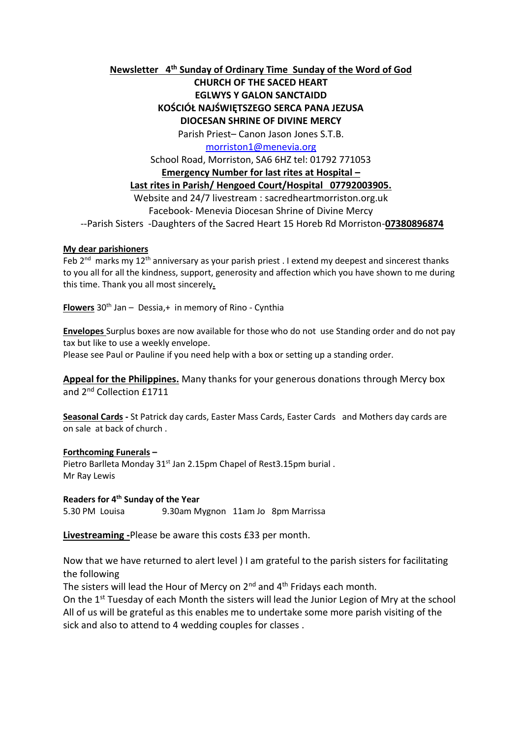**Newsletter 4th Sunday of Ordinary Time Sunday of the Word of God**

**CHURCH OF THE SACED HEART**

**EGLWYS Y GALON SANCTAIDD**

**KOŚCIÓŁ NAJŚWIĘTSZEGO SERCA PANA JEZUSA**

**DIOCESAN SHRINE OF DIVINE MERCY**

Parish Priest– Canon Jason Jones S.T.B.

morriston1@menevia.org

School Road, Morriston, SA6 6HZ tel: 01792 771053

**Emergency Number for last rites at Hospital –**

**Last rites in Parish/ Hengoed Court/Hospital 07792003905.**

Website and 24/7 livestream : sacredheartmorriston.org.uk

Facebook- Menevia Diocesan Shrine of Divine Mercy

--Parish Sisters -Daughters of the Sacred Heart 15 Horeb Rd Morriston-**07380896874**

**My dear parishioners**

Feb 2nd marks my 12th anniversary as your parish priest . I extend my deepest and sincerest thanks to you all for all the kindness, support, generosity and affection which you have shown to me during this time. Thank you all most sincerely**.**

**Flowers** 30th Jan – Dessia,+ in memory of Rino - Cynthia

**Envelopes** Surplus boxes are now available for those who do not use Standing order and do not pay tax but like to use a weekly envelope.
Please see Paul or Pauline if you need help with a box or setting up a standing order.

**Appeal for the Philippines.** Many thanks for your generous donations through Mercy box and 2nd Collection £1711

**Seasonal Cards -** St Patrick day cards, Easter Mass Cards, Easter Cards and Mothers day cards are on sale at back of church .

**Forthcoming Funerals –**

Pietro Barlleta Monday 31st Jan 2.15pm Chapel of Rest3.15pm burial .
Mr Ray Lewis

**Readers for 4th Sunday of the Year**

5.30 PM Louisa 9.30am Mygnon 11am Jo 8pm Marrissa

**Livestreaming -**Please be aware this costs £33 per month.

Now that we have returned to alert level ) I am grateful to the parish sisters for facilitating the following
The sisters will lead the Hour of Mercy on 2nd and 4th Fridays each month.
On the 1st Tuesday of each Month the sisters will lead the Junior Legion of Mry at the school
All of us will be grateful as this enables me to undertake some more parish visiting of the sick and also to attend to 4 wedding couples for classes .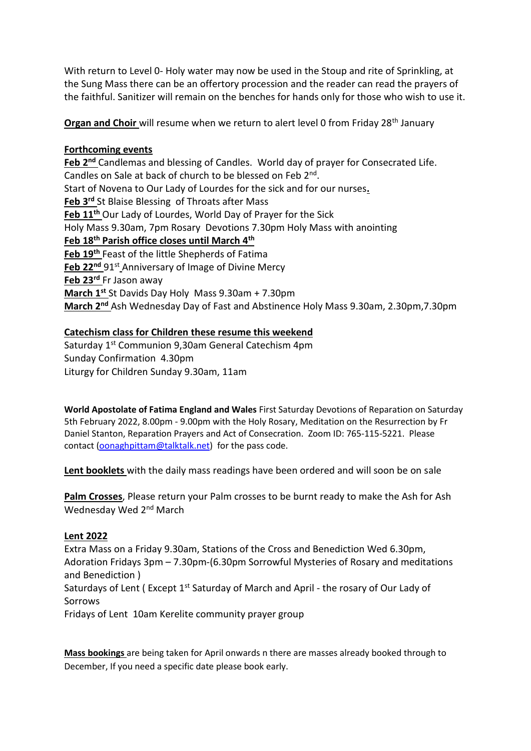With return to Level 0- Holy water may now be used in the Stoup and rite of Sprinkling, at the Sung Mass there can be an offertory procession and the reader can read the prayers of the faithful. Sanitizer will remain on the benches for hands only for those who wish to use it.

**Organ and Choir** will resume when we return to alert level 0 from Friday 28th January

**Forthcoming events**

**Feb 2nd** Candlemas and blessing of Candles. World day of prayer for Consecrated Life. Candles on Sale at back of church to be blessed on Feb 2nd.
Start of Novena to Our Lady of Lourdes for the sick and for our nurses.
**Feb 3rd** St Blaise Blessing of Throats after Mass
**Feb 11th** Our Lady of Lourdes, World Day of Prayer for the Sick
Holy Mass 9.30am, 7pm Rosary Devotions 7.30pm Holy Mass with anointing
**Feb 18th Parish office closes until March 4th**
**Feb 19th** Feast of the little Shepherds of Fatima
**Feb 22nd** 91st Anniversary of Image of Divine Mercy
**Feb 23rd** Fr Jason away
**March 1st** St Davids Day Holy Mass 9.30am + 7.30pm
**March 2nd** Ash Wednesday Day of Fast and Abstinence Holy Mass 9.30am, 2.30pm,7.30pm

**Catechism class for Children these resume this weekend**

Saturday 1st Communion 9,30am General Catechism 4pm
Sunday Confirmation 4.30pm
Liturgy for Children Sunday 9.30am, 11am

**World Apostolate of Fatima England and Wales** First Saturday Devotions of Reparation on Saturday 5th February 2022, 8.00pm - 9.00pm with the Holy Rosary, Meditation on the Resurrection by Fr Daniel Stanton, Reparation Prayers and Act of Consecration. Zoom ID: 765-115-5221. Please contact (oonaghpittam@talktalk.net) for the pass code.

**Lent booklets** with the daily mass readings have been ordered and will soon be on sale

**Palm Crosses**, Please return your Palm crosses to be burnt ready to make the Ash for Ash Wednesday Wed 2nd March

**Lent 2022**

Extra Mass on a Friday 9.30am, Stations of the Cross and Benediction Wed 6.30pm, Adoration Fridays 3pm – 7.30pm-(6.30pm Sorrowful Mysteries of Rosary and meditations and Benediction )
Saturdays of Lent ( Except 1st Saturday of March and April - the rosary of Our Lady of Sorrows
Fridays of Lent 10am Kerelite community prayer group

**Mass bookings** are being taken for April onwards n there are masses already booked through to December, If you need a specific date please book early.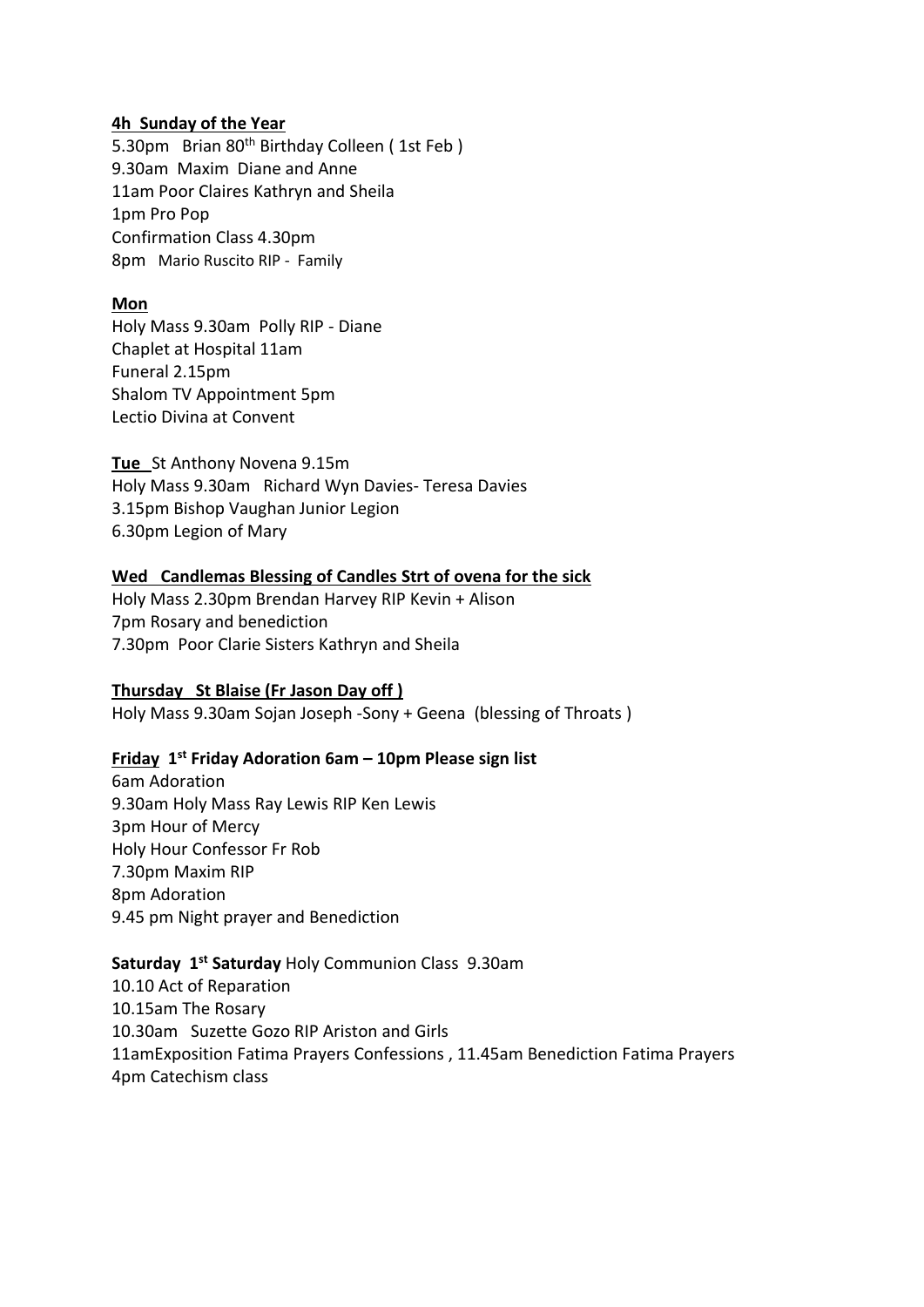**4h Sunday of the Year**

5.30pm Brian 80th Birthday Colleen ( 1st Feb )
9.30am Maxim Diane and Anne
11am Poor Claires Kathryn and Sheila
1pm Pro Pop
Confirmation Class 4.30pm
8pm Mario Ruscito RIP - Family

**Mon**

Holy Mass 9.30am Polly RIP - Diane
Chaplet at Hospital 11am
Funeral 2.15pm
Shalom TV Appointment 5pm
Lectio Divina at Convent

**Tue** St Anthony Novena 9.15m
Holy Mass 9.30am Richard Wyn Davies- Teresa Davies
3.15pm Bishop Vaughan Junior Legion
6.30pm Legion of Mary

**Wed Candlemas Blessing of Candles Strt of ovena for the sick**

Holy Mass 2.30pm Brendan Harvey RIP Kevin + Alison
7pm Rosary and benediction
7.30pm Poor Clarie Sisters Kathryn and Sheila

**Thursday St Blaise (Fr Jason Day off )**

Holy Mass 9.30am Sojan Joseph -Sony + Geena (blessing of Throats )

**Friday 1st Friday Adoration 6am – 10pm Please sign list**

6am Adoration
9.30am Holy Mass Ray Lewis RIP Ken Lewis
3pm Hour of Mercy
Holy Hour Confessor Fr Rob
7.30pm Maxim RIP
8pm Adoration
9.45 pm Night prayer and Benediction

**Saturday 1st Saturday** Holy Communion Class 9.30am
10.10 Act of Reparation
10.15am The Rosary
10.30am Suzette Gozo RIP Ariston and Girls
11amExposition Fatima Prayers Confessions , 11.45am Benediction Fatima Prayers
4pm Catechism class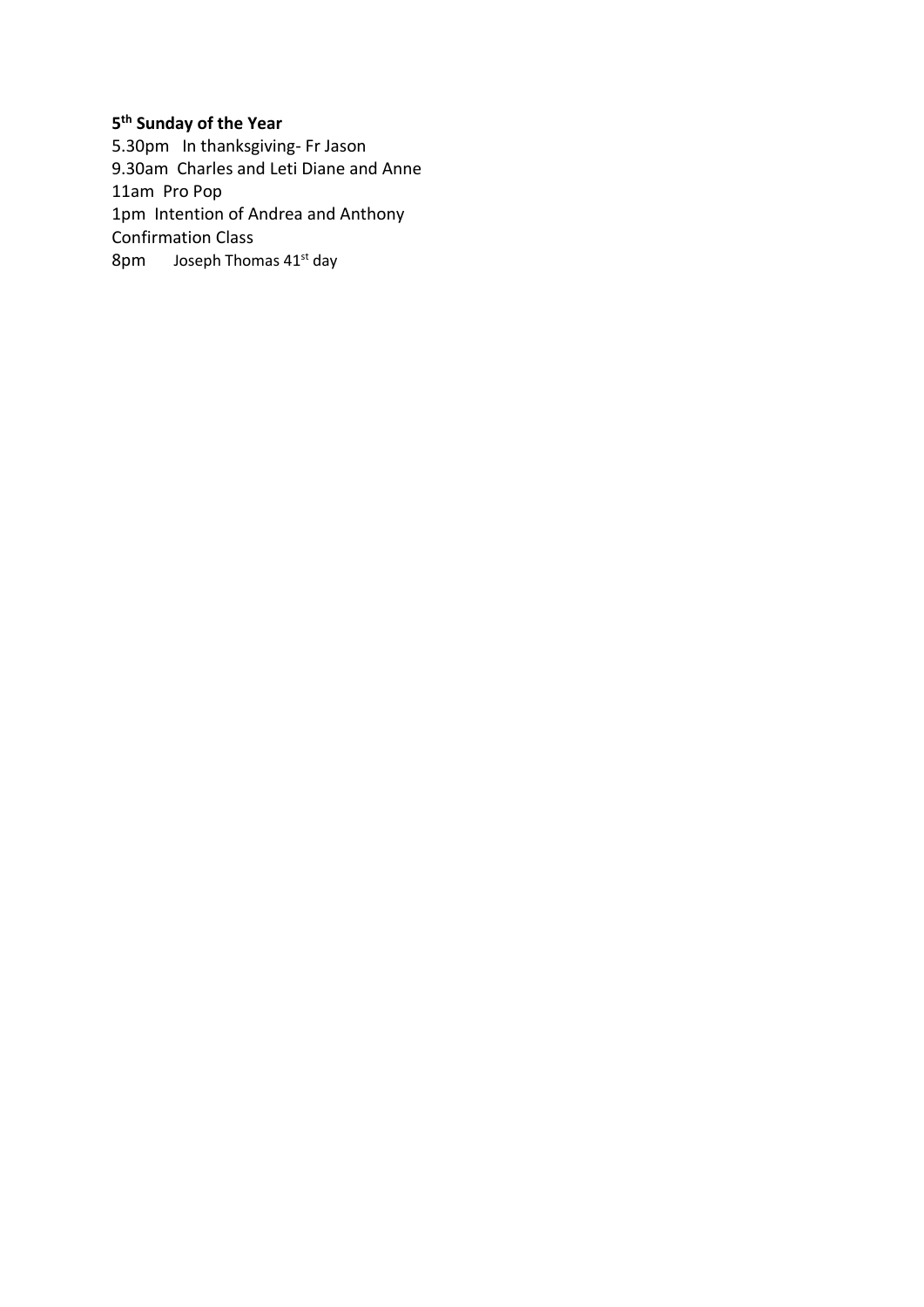**5th Sunday of the Year**

5.30pm In thanksgiving- Fr Jason
9.30am Charles and Leti Diane and Anne
11am Pro Pop
1pm Intention of Andrea and Anthony
Confirmation Class
8pm Joseph Thomas 41st day